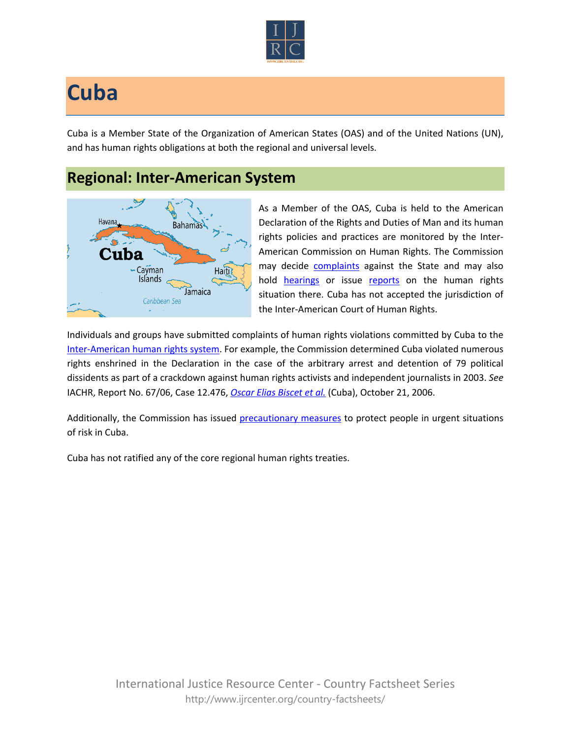# Cuba

Cuba is a Member State of the Organization of American States (OAS) and of the United Nations (UN), and has human rights obligations at both the regional and universal levels.

## Regional: Inter-American System

As a Member of the OAS, Cuba is held to the American Declaration of the Rights and Duties of Man and its human rights policies and practices are monitored by the Inter-American Commission on Human Rights. The Commission may decide complaints against the State and may also hold hearings or issue reports on the human rights situation there. Cuba has not accepted the jurisdiction of the Inter-American Court of Human Rights.

Individuals and groups have submitted complaints of human rights violations committed by Cuba to the Inter-American human rights system. For example, the Commission determined Cuba violated numerous rights enshrined in the Declaration in the case of the arbitrary arrest and detention of 79 political dissidents as part of a crackdown against human rights activists and independent journalists in 2003. *See* IACHR, Report No. 67/06, Case 12.476, *Oscar Elias Biscet et al.* (Cuba), October 21, 2006.

Additionally, the Commission has issued precautionary measures to protect people in urgent situations of risk in Cuba.

Cuba has not ratified any of the core regional human rights treaties.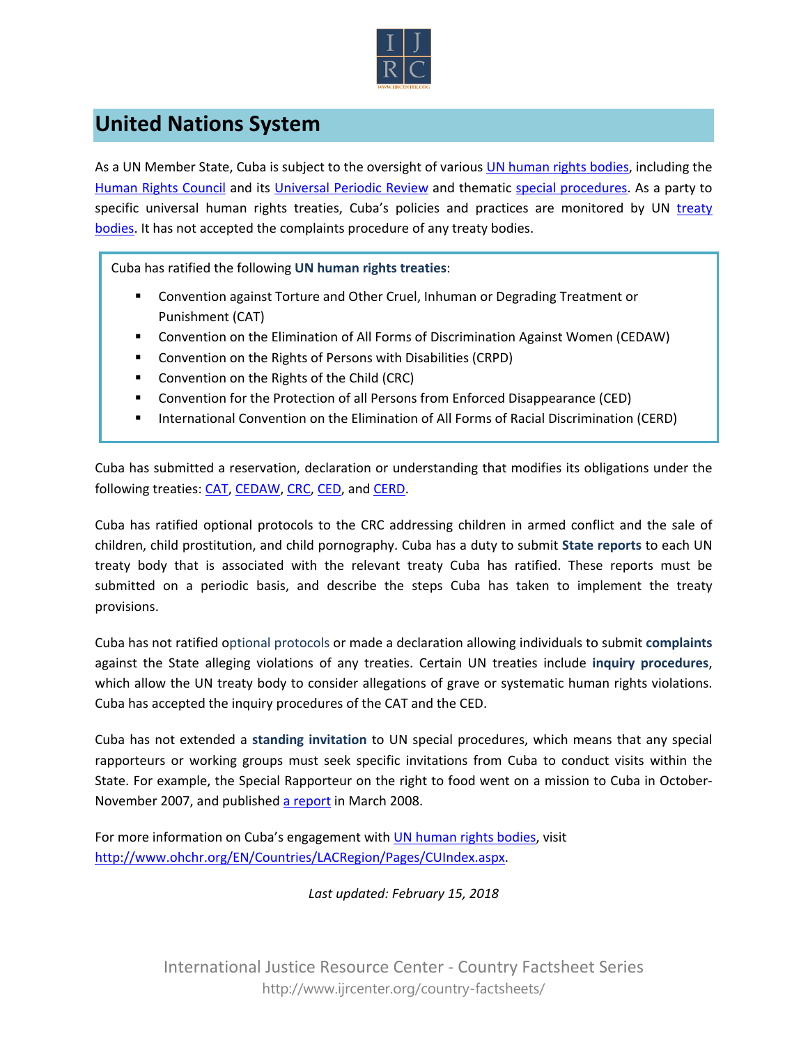## United Nations System

As a UN Member State, Cuba is subject to the oversight of various UN human rights bodies, including the Human Rights Council and its Universal Periodic Review and thematic special procedures. As a party to specific universal human rights treaties, Cuba's policies and practices are monitored by UN treaty bodies. It has not accepted the complaints procedure of any treaty bodies.

Cuba has ratified the following **UN human rights treaties**:

- Convention against Torture and Other Cruel, Inhuman or Degrading Treatment or Punishment (CAT)
- Convention on the Elimination of All Forms of Discrimination Against Women (CEDAW)
- Convention on the Rights of Persons with Disabilities (CRPD)
- Convention on the Rights of the Child (CRC)
- Convention for the Protection of all Persons from Enforced Disappearance (CED)
- International Convention on the Elimination of All Forms of Racial Discrimination (CERD)

Cuba has submitted a reservation, declaration or understanding that modifies its obligations under the following treaties: CAT, CEDAW, CRC, CED, and CERD.

Cuba has ratified optional protocols to the CRC addressing children in armed conflict and the sale of children, child prostitution, and child pornography. Cuba has a duty to submit **State reports** to each UN treaty body that is associated with the relevant treaty Cuba has ratified. These reports must be submitted on a periodic basis, and describe the steps Cuba has taken to implement the treaty provisions.

Cuba has not ratified optional protocols or made a declaration allowing individuals to submit **complaints** against the State alleging violations of any treaties. Certain UN treaties include **inquiry procedures**, which allow the UN treaty body to consider allegations of grave or systematic human rights violations. Cuba has accepted the inquiry procedures of the CAT and the CED.

Cuba has not extended a **standing invitation** to UN special procedures, which means that any special rapporteurs or working groups must seek specific invitations from Cuba to conduct visits within the State. For example, the Special Rapporteur on the right to food went on a mission to Cuba in October-November 2007, and published a report in March 2008.

For more information on Cuba's engagement with UN human rights bodies, visit http://www.ohchr.org/EN/Countries/LACRegion/Pages/CUIndex.aspx.

*Last updated: February 15, 2018*